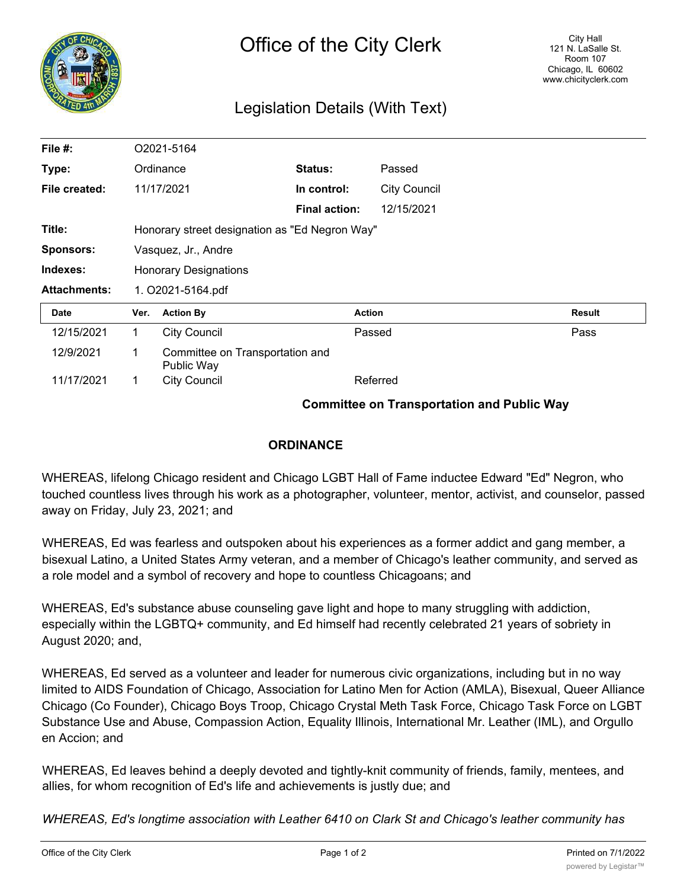# Office of the City Clerk

City Hall
121 N. LaSalle St.
Room 107
Chicago, IL 60602
www.chicityclerk.com

## Legislation Details (With Text)

| | | | |
|---|---|---|---|
| **File #:** | O2021-5164 | | |
| **Type:** | Ordinance | **Status:** | Passed |
| **File created:** | 11/17/2021 | **In control:** | City Council |
| | | **Final action:** | 12/15/2021 |
| **Title:** | Honorary street designation as "Ed Negron Way" | | |
| **Sponsors:** | Vasquez, Jr., Andre | | |
| **Indexes:** | Honorary Designations | | |
| **Attachments:** | 1. O2021-5164.pdf | | |

| Date | Ver. | Action By | Action | Result |
|---|---|---|---|---|
| 12/15/2021 | 1 | City Council | Passed | Pass |
| 12/9/2021 | 1 | Committee on Transportation and Public Way | | |
| 11/17/2021 | 1 | City Council | Referred | |

**Committee on Transportation and Public Way**

**ORDINANCE**

WHEREAS, lifelong Chicago resident and Chicago LGBT Hall of Fame inductee Edward "Ed" Negron, who touched countless lives through his work as a photographer, volunteer, mentor, activist, and counselor, passed away on Friday, July 23, 2021; and

WHEREAS, Ed was fearless and outspoken about his experiences as a former addict and gang member, a bisexual Latino, a United States Army veteran, and a member of Chicago's leather community, and served as a role model and a symbol of recovery and hope to countless Chicagoans; and

WHEREAS, Ed's substance abuse counseling gave light and hope to many struggling with addiction, especially within the LGBTQ+ community, and Ed himself had recently celebrated 21 years of sobriety in August 2020; and,

WHEREAS, Ed served as a volunteer and leader for numerous civic organizations, including but in no way limited to AIDS Foundation of Chicago, Association for Latino Men for Action (AMLA), Bisexual, Queer Alliance Chicago (Co Founder), Chicago Boys Troop, Chicago Crystal Meth Task Force, Chicago Task Force on LGBT Substance Use and Abuse, Compassion Action, Equality Illinois, International Mr. Leather (IML), and Orgullo en Accion; and

WHEREAS, Ed leaves behind a deeply devoted and tightly-knit community of friends, family, mentees, and allies, for whom recognition of Ed's life and achievements is justly due; and

*WHEREAS, Ed's longtime association with Leather 6410 on Clark St and Chicago's leather community has*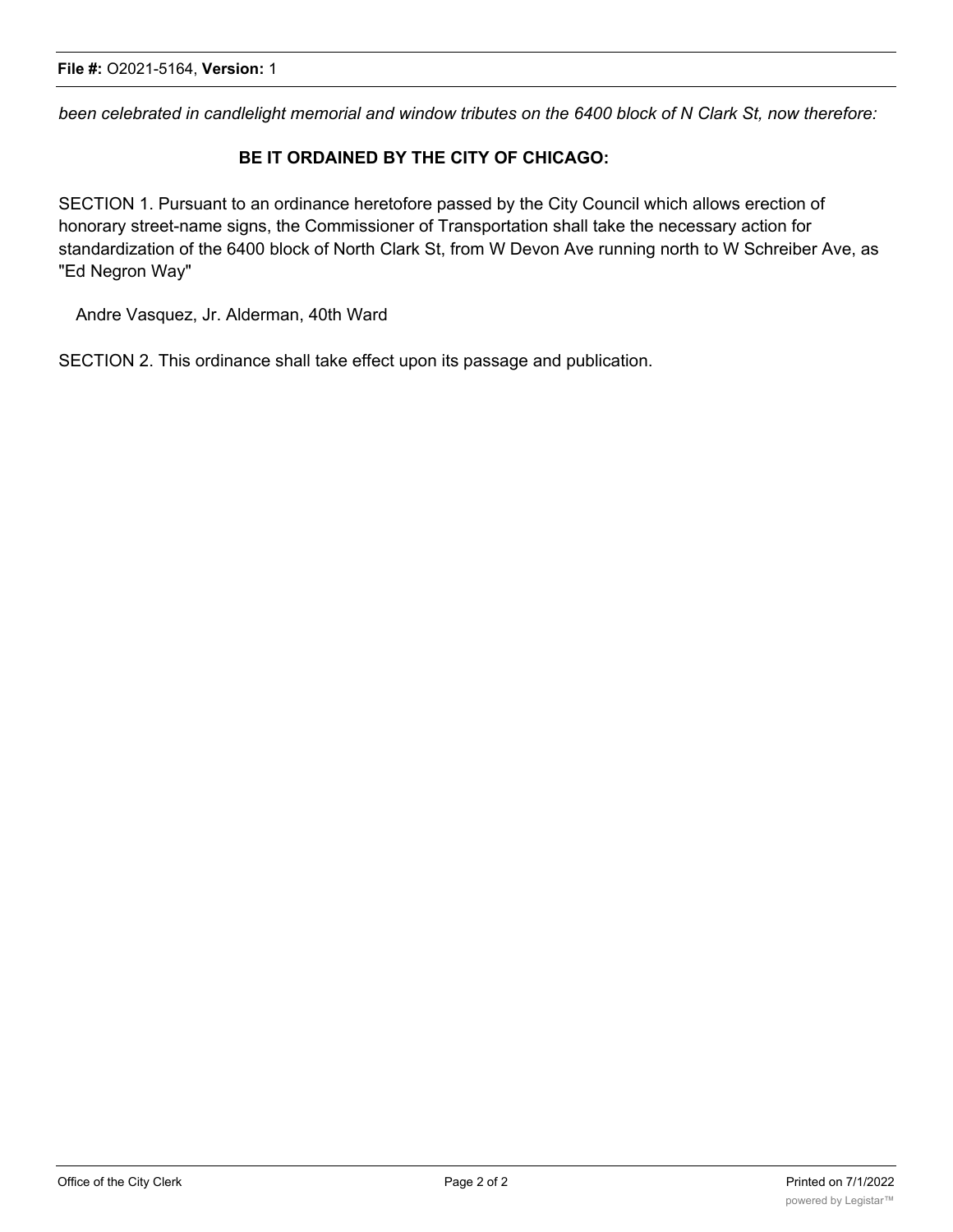*been celebrated in candlelight memorial and window tributes on the 6400 block of N Clark St, now therefore:*

**BE IT ORDAINED BY THE CITY OF CHICAGO:**

SECTION 1. Pursuant to an ordinance heretofore passed by the City Council which allows erection of honorary street-name signs, the Commissioner of Transportation shall take the necessary action for standardization of the 6400 block of North Clark St, from W Devon Ave running north to W Schreiber Ave, as "Ed Negron Way"

Andre Vasquez, Jr. Alderman, 40th Ward

SECTION 2. This ordinance shall take effect upon its passage and publication.